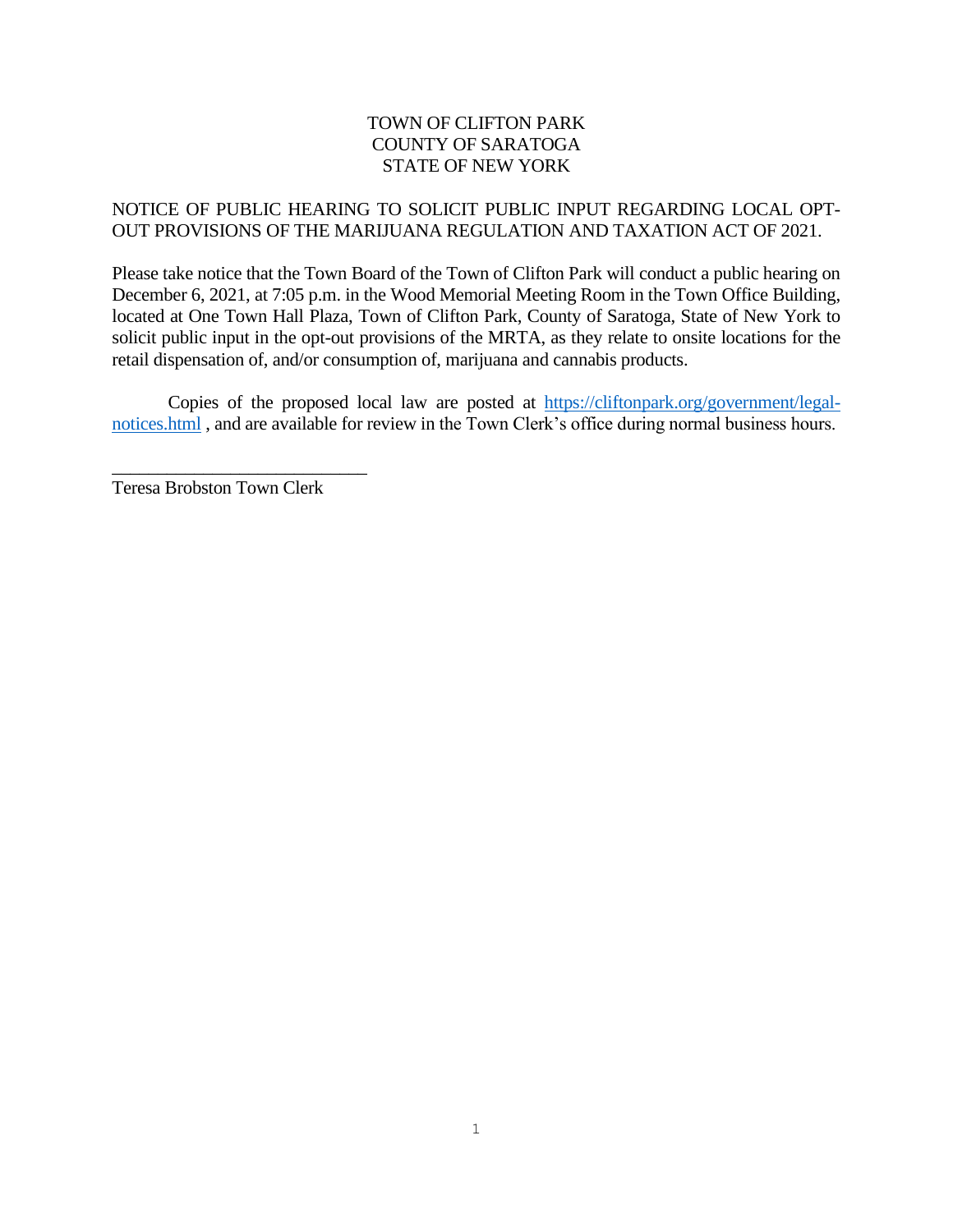TOWN OF CLIFTON PARK
COUNTY OF SARATOGA
STATE OF NEW YORK

NOTICE OF PUBLIC HEARING TO SOLICIT PUBLIC INPUT REGARDING LOCAL OPT-OUT PROVISIONS OF THE MARIJUANA REGULATION AND TAXATION ACT OF 2021.

Please take notice that the Town Board of the Town of Clifton Park will conduct a public hearing on December 6, 2021, at 7:05 p.m. in the Wood Memorial Meeting Room in the Town Office Building, located at One Town Hall Plaza, Town of Clifton Park, County of Saratoga, State of New York to solicit public input in the opt-out provisions of the MRTA, as they relate to onsite locations for the retail dispensation of, and/or consumption of, marijuana and cannabis products.

Copies of the proposed local law are posted at [https://cliftonpark.org/government/legal-notices.html](https://cliftonpark.org/government/legal-notices.html) , and are available for review in the Town Clerk's office during normal business hours.

\_\_\_\_\_\_\_\_\_\_\_\_\_\_\_\_\_\_\_\_\_\_\_\_\_\_\_\_
Teresa Brobston Town Clerk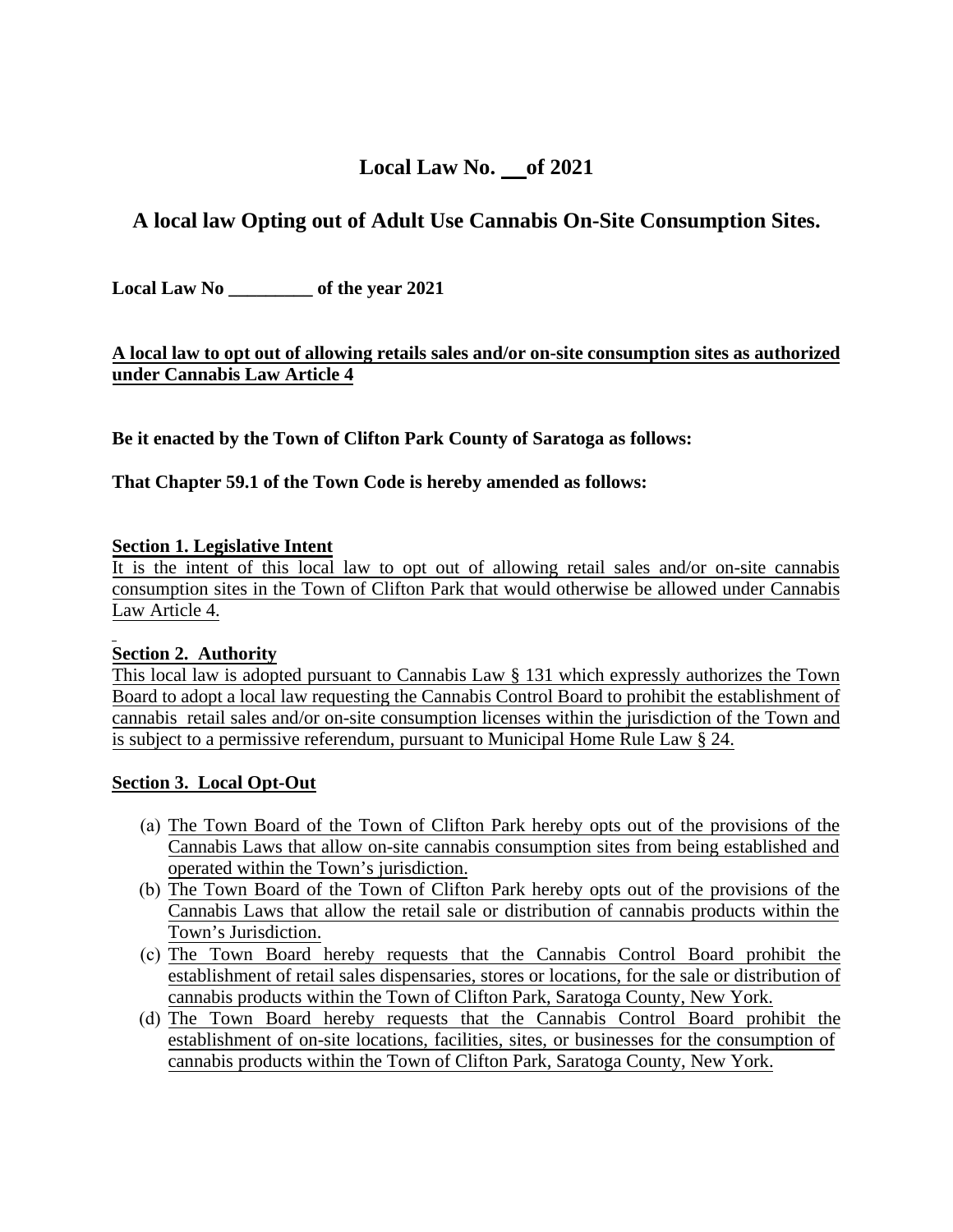# Local Law No. __ of 2021

## A local law Opting out of Adult Use Cannabis On-Site Consumption Sites.

**Local Law No _________ of the year 2021**

**A local law to opt out of allowing retails sales and/or on-site consumption sites as authorized under Cannabis Law Article 4**

**Be it enacted by the Town of Clifton Park County of Saratoga as follows:**

**That Chapter 59.1 of the Town Code is hereby amended as follows:**

**Section 1. Legislative Intent**

It is the intent of this local law to opt out of allowing retail sales and/or on-site cannabis consumption sites in the Town of Clifton Park that would otherwise be allowed under Cannabis Law Article 4.

**Section 2. Authority**

This local law is adopted pursuant to Cannabis Law § 131 which expressly authorizes the Town Board to adopt a local law requesting the Cannabis Control Board to prohibit the establishment of cannabis retail sales and/or on-site consumption licenses within the jurisdiction of the Town and is subject to a permissive referendum, pursuant to Municipal Home Rule Law § 24.

**Section 3. Local Opt-Out**

(a) The Town Board of the Town of Clifton Park hereby opts out of the provisions of the Cannabis Laws that allow on-site cannabis consumption sites from being established and operated within the Town's jurisdiction.

(b) The Town Board of the Town of Clifton Park hereby opts out of the provisions of the Cannabis Laws that allow the retail sale or distribution of cannabis products within the Town's Jurisdiction.

(c) The Town Board hereby requests that the Cannabis Control Board prohibit the establishment of retail sales dispensaries, stores or locations, for the sale or distribution of cannabis products within the Town of Clifton Park, Saratoga County, New York.

(d) The Town Board hereby requests that the Cannabis Control Board prohibit the establishment of on-site locations, facilities, sites, or businesses for the consumption of cannabis products within the Town of Clifton Park, Saratoga County, New York.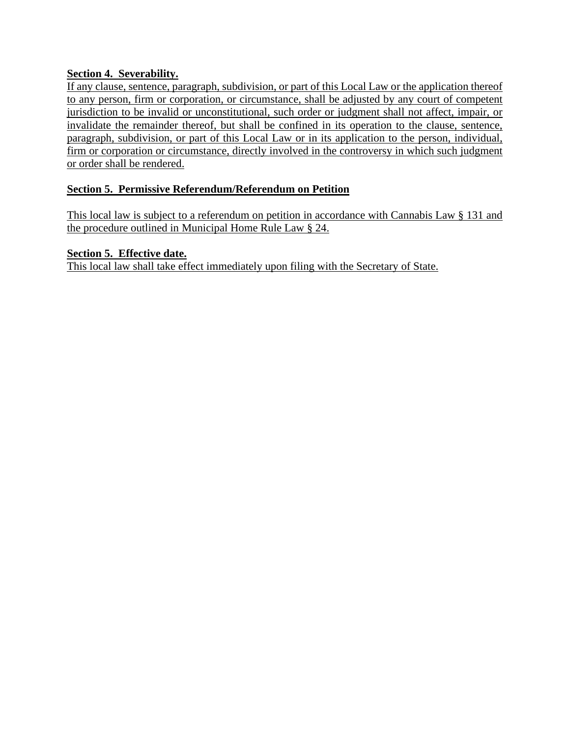**Section 4. Severability.**

If any clause, sentence, paragraph, subdivision, or part of this Local Law or the application thereof to any person, firm or corporation, or circumstance, shall be adjusted by any court of competent jurisdiction to be invalid or unconstitutional, such order or judgment shall not affect, impair, or invalidate the remainder thereof, but shall be confined in its operation to the clause, sentence, paragraph, subdivision, or part of this Local Law or in its application to the person, individual, firm or corporation or circumstance, directly involved in the controversy in which such judgment or order shall be rendered.

**Section 5. Permissive Referendum/Referendum on Petition**

This local law is subject to a referendum on petition in accordance with Cannabis Law § 131 and the procedure outlined in Municipal Home Rule Law § 24.

**Section 5. Effective date.**

This local law shall take effect immediately upon filing with the Secretary of State.